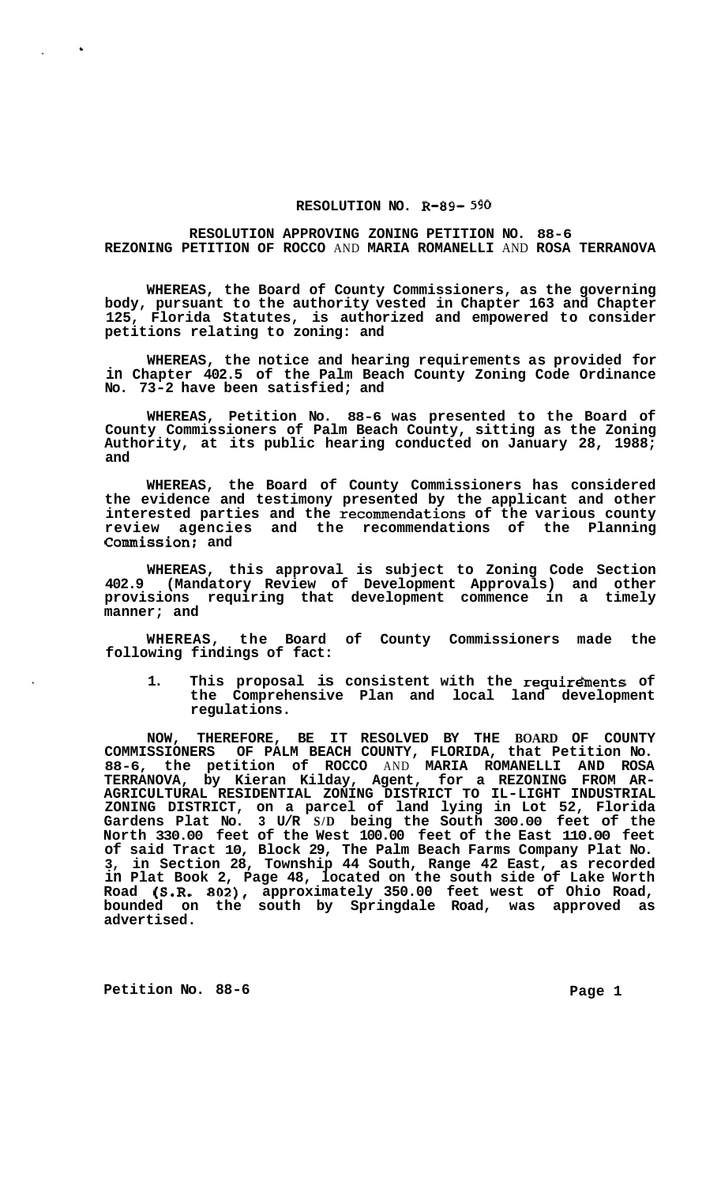**RESOLUTION NO. R-89- 590**

**RESOLUTION APPROVING ZONING PETITION NO. 88-6 REZONING PETITION OF ROCCO AND MARIA ROMANELLI AND ROSA TERRANOVA**

**WHEREAS, the Board of County Commissioners, as the governing body, pursuant to the authority vested in Chapter 163 and Chapter 125, Florida Statutes, is authorized and empowered to consider petitions relating to zoning: and**

**WHEREAS, the notice and hearing requirements as provided for in Chapter 402.5 of the Palm Beach County Zoning Code Ordinance No. 73-2 have been satisfied; and**

**WHEREAS, Petition No. 88-6 was presented to the Board of County Commissioners of Palm Beach County, sitting as the Zoning Authority, at its public hearing conducted on January 28, 1988; and**

**WHEREAS, the Board of County Commissioners has considered the evidence and testimony presented by the applicant and other interested parties and the recommendations of the various county review agencies and the recommendations of the Planning Commission; and**

**WHEREAS, this approval is subject to Zoning Code Section 402.9 (Mandatory Review of Development Approvals) and other provisions requiring that development commence in a timely manner; and**

**WHEREAS, the Board of County Commissioners made the following findings of fact:**

1. **This proposal is consistent with the requirements of the Comprehensive Plan and local land development regulations.**

**NOW, THEREFORE, BE IT RESOLVED BY THE BOARD OF COUNTY COMMISSIONERS OF PALM BEACH COUNTY, FLORIDA, that Petition No. 88-6, the petition of ROCCO AND MARIA ROMANELLI AND ROSA TERRANOVA, by Kieran Kilday, Agent, for a REZONING FROM AR-AGRICULTURAL RESIDENTIAL ZONING DISTRICT TO IL-LIGHT INDUSTRIAL ZONING DISTRICT, on a parcel of land lying in Lot 52, Florida Gardens Plat No. 3 U/R S/D being the South 300.00 feet of the North 330.00 feet of the West 100.00 feet of the East 110.00 feet of said Tract 10, Block 29, The Palm Beach Farms Company Plat No. 3, in Section 28, Township 44 South, Range 42 East, as recorded in Plat Book 2, Page 48, located on the south side of Lake Worth Road (S.R. 802), approximately 350.00 feet west of Ohio Road, bounded on the south by Springdale Road, was approved as advertised.**

**Petition No. 88-6**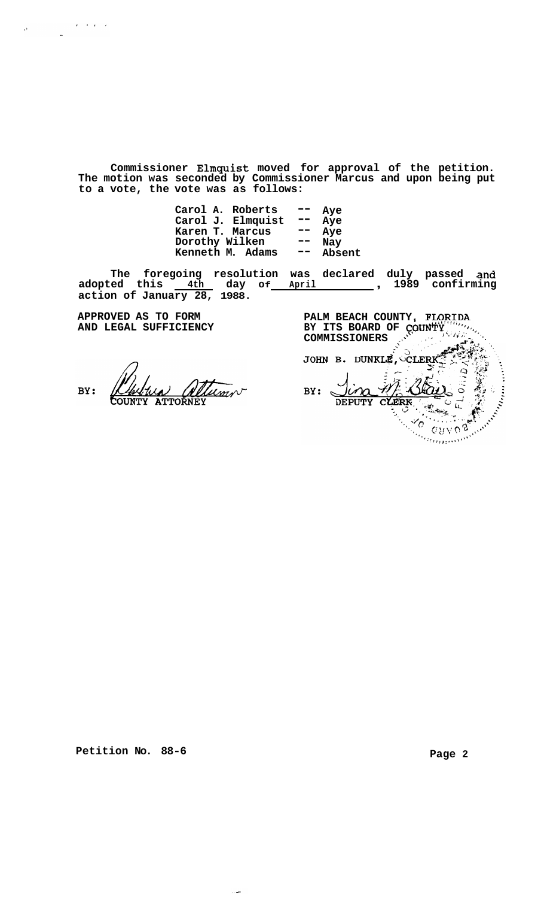Commissioner Elmquist moved for approval of the petition. The motion was seconded by Commissioner Marcus and upon being put to a vote, the vote was as follows:

| | | |
|---|---|---|
| Carol A. Roberts | -- | Aye |
| Carol J. Elmquist | -- | Aye |
| Karen T. Marcus | -- | Aye |
| Dorothy Wilken | -- | Nay |
| Kenneth M. Adams | -- | Absent |

The foregoing resolution was declared duly passed and adopted this 4th day of April, 1989 confirming action of January 28, 1988.

APPROVED AS TO FORM AND LEGAL SUFFICIENCY

BY: COUNTY ATTORNEY

PALM BEACH COUNTY, FLORIDA BY ITS BOARD OF COUNTY COMMISSIONERS

JOHN B. DUNKLE, CLERK

BY: DEPUTY CLERK

Petition No. 88-6